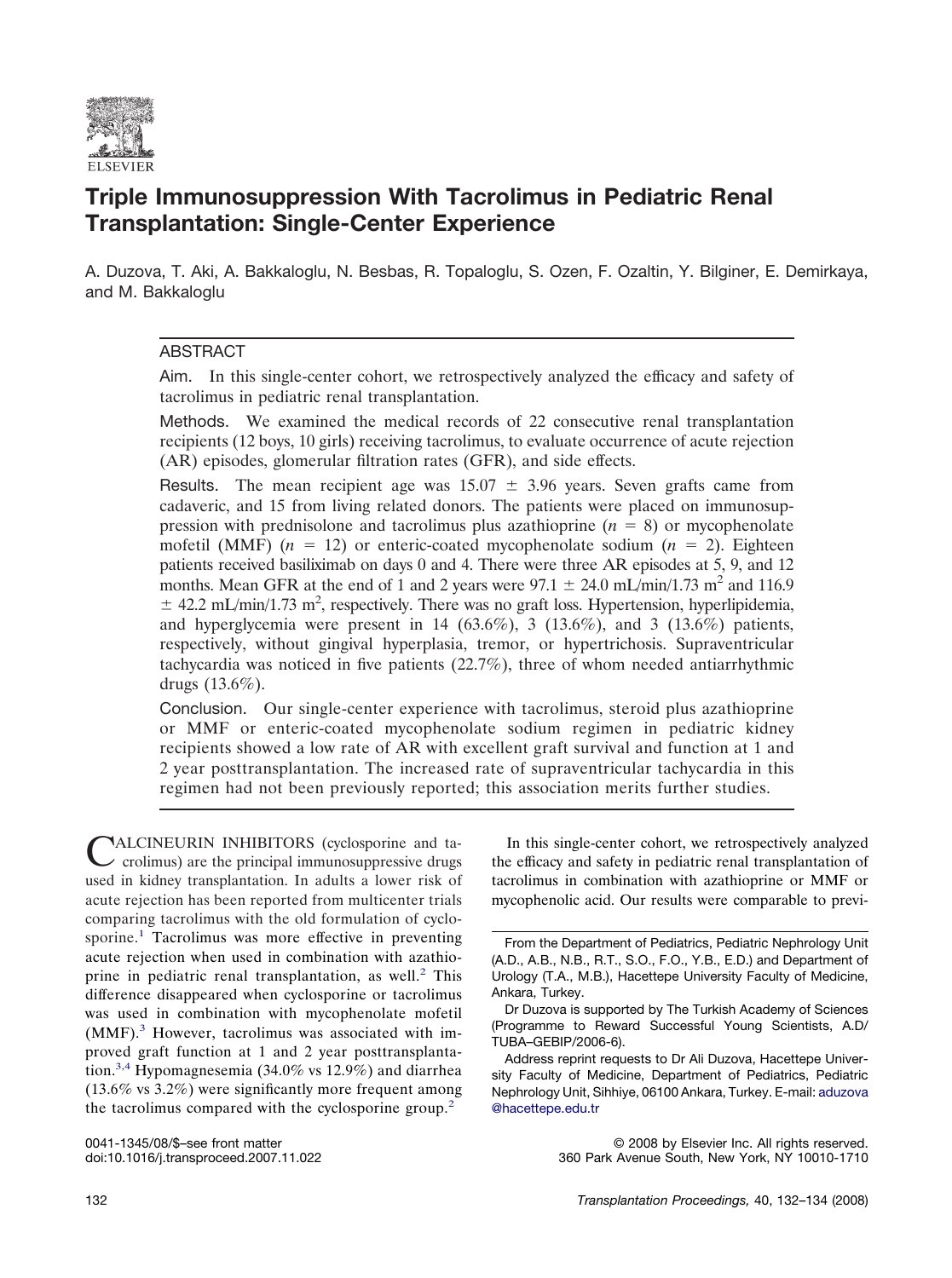# Triple Immunosuppression With Tacrolimus in Pediatric Renal Transplantation: Single-Center Experience

A. Duzova, T. Aki, A. Bakkaloglu, N. Besbas, R. Topaloglu, S. Ozen, F. Ozaltin, Y. Bilginer, E. Demirkaya, and M. Bakkaloglu

## ABSTRACT

**Aim.** In this single-center cohort, we retrospectively analyzed the efficacy and safety of tacrolimus in pediatric renal transplantation.

**Methods.** We examined the medical records of 22 consecutive renal transplantation recipients (12 boys, 10 girls) receiving tacrolimus, to evaluate occurrence of acute rejection (AR) episodes, glomerular filtration rates (GFR), and side effects.

**Results.** The mean recipient age was $15.07 \pm 3.96$ years. Seven grafts came from cadaveric, and 15 from living related donors. The patients were placed on immunosuppression with prednisolone and tacrolimus plus azathioprine ($n = 8$) or mycophenolate mofetil (MMF) ($n = 12$) or enteric-coated mycophenolate sodium ($n = 2$). Eighteen patients received basiliximab on days 0 and 4. There were three AR episodes at 5, 9, and 12 months. Mean GFR at the end of 1 and 2 years were $97.1 \pm 24.0$ mL/min/1.73 m$^2$ and $116.9 \pm 42.2$ mL/min/1.73 m$^2$, respectively. There was no graft loss. Hypertension, hyperlipidemia, and hyperglycemia were present in 14 (63.6%), 3 (13.6%), and 3 (13.6%) patients, respectively, without gingival hyperplasia, tremor, or hypertrichosis. Supraventricular tachycardia was noticed in five patients (22.7%), three of whom needed antiarrhythmic drugs (13.6%).

**Conclusion.** Our single-center experience with tacrolimus, steroid plus azathioprine or MMF or enteric-coated mycophenolate sodium regimen in pediatric kidney recipients showed a low rate of AR with excellent graft survival and function at 1 and 2 year posttransplantation. The increased rate of supraventricular tachycardia in this regimen had not been previously reported; this association merits further studies.

CALCINEURIN INHIBITORS (cyclosporine and tacrolimus) are the principal immunosuppressive drugs used in kidney transplantation. In adults a lower risk of acute rejection has been reported from multicenter trials comparing tacrolimus with the old formulation of cyclosporine.[1] Tacrolimus was more effective in preventing acute rejection when used in combination with azathioprine in pediatric renal transplantation, as well.[2] This difference disappeared when cyclosporine or tacrolimus was used in combination with mycophenolate mofetil (MMF).[3] However, tacrolimus was associated with improved graft function at 1 and 2 year posttransplantation.[3,4] Hypomagnesemia (34.0% vs 12.9%) and diarrhea (13.6% vs 3.2%) were significantly more frequent among the tacrolimus compared with the cyclosporine group.[2]

In this single-center cohort, we retrospectively analyzed the efficacy and safety in pediatric renal transplantation of tacrolimus in combination with azathioprine or MMF or mycophenolic acid. Our results were comparable to previ-

From the Department of Pediatrics, Pediatric Nephrology Unit (A.D., A.B., N.B., R.T., S.O., F.O., Y.B., E.D.) and Department of Urology (T.A., M.B.), Hacettepe University Faculty of Medicine, Ankara, Turkey.

Dr Duzova is supported by The Turkish Academy of Sciences (Programme to Reward Successful Young Scientists, A.D/TUBA–GEBIP/2006-6).

Address reprint requests to Dr Ali Duzova, Hacettepe University Faculty of Medicine, Department of Pediatrics, Pediatric Nephrology Unit, Sihhiye, 06100 Ankara, Turkey. E-mail: aduzova@hacettepe.edu.tr

0041-1345/08/$–see front matter
doi:10.1016/j.transproceed.2007.11.022

© 2008 by Elsevier Inc. All rights reserved.
360 Park Avenue South, New York, NY 10010-1710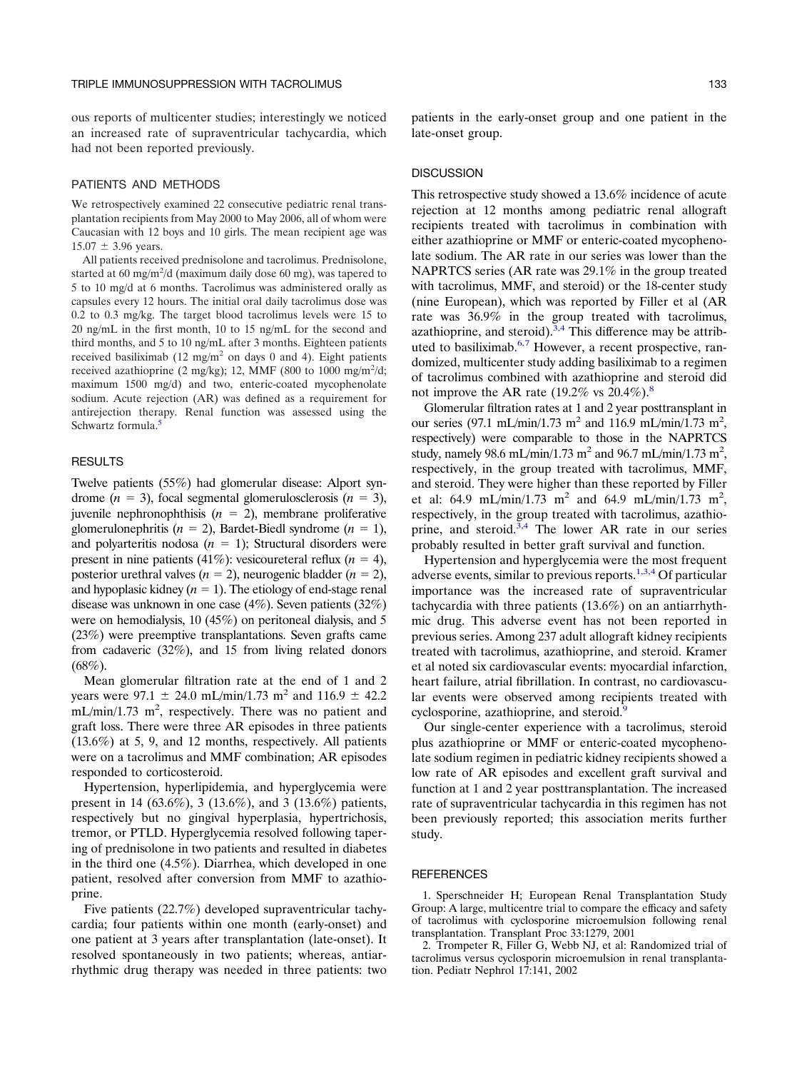ous reports of multicenter studies; interestingly we noticed an increased rate of supraventricular tachycardia, which had not been reported previously.

## PATIENTS AND METHODS

We retrospectively examined 22 consecutive pediatric renal transplantation recipients from May 2000 to May 2006, all of whom were Caucasian with 12 boys and 10 girls. The mean recipient age was 15.07 ± 3.96 years.

All patients received prednisolone and tacrolimus. Prednisolone, started at 60 mg/m$^2$/d (maximum daily dose 60 mg), was tapered to 5 to 10 mg/d at 6 months. Tacrolimus was administered orally as capsules every 12 hours. The initial oral daily tacrolimus dose was 0.2 to 0.3 mg/kg. The target blood tacrolimus levels were 15 to 20 ng/mL in the first month, 10 to 15 ng/mL for the second and third months, and 5 to 10 ng/mL after 3 months. Eighteen patients received basiliximab (12 mg/m$^2$ on days 0 and 4). Eight patients received azathioprine (2 mg/kg); 12, MMF (800 to 1000 mg/m$^2$/d; maximum 1500 mg/d) and two, enteric-coated mycophenolate sodium. Acute rejection (AR) was defined as a requirement for antirejection therapy. Renal function was assessed using the Schwartz formula.[5]

## RESULTS

Twelve patients (55%) had glomerular disease: Alport syndrome ($n = 3$), focal segmental glomerulosclerosis ($n = 3$), juvenile nephronophthisis ($n = 2$), membrane proliferative glomerulonephritis ($n = 2$), Bardet-Biedl syndrome ($n = 1$), and polyarteritis nodosa ($n = 1$); Structural disorders were present in nine patients (41%): vesicoureteral reflux ($n = 4$), posterior urethral valves ($n = 2$), neurogenic bladder ($n = 2$), and hypoplasic kidney ($n = 1$). The etiology of end-stage renal disease was unknown in one case (4%). Seven patients (32%) were on hemodialysis, 10 (45%) on peritoneal dialysis, and 5 (23%) were preemptive transplantations. Seven grafts came from cadaveric (32%), and 15 from living related donors (68%).

Mean glomerular filtration rate at the end of 1 and 2 years were 97.1 ± 24.0 mL/min/1.73 m$^2$ and 116.9 ± 42.2 mL/min/1.73 m$^2$, respectively. There was no patient and graft loss. There were three AR episodes in three patients (13.6%) at 5, 9, and 12 months, respectively. All patients were on a tacrolimus and MMF combination; AR episodes responded to corticosteroid.

Hypertension, hyperlipidemia, and hyperglycemia were present in 14 (63.6%), 3 (13.6%), and 3 (13.6%) patients, respectively but no gingival hyperplasia, hypertrichosis, tremor, or PTLD. Hyperglycemia resolved following tapering of prednisolone in two patients and resulted in diabetes in the third one (4.5%). Diarrhea, which developed in one patient, resolved after conversion from MMF to azathioprine.

Five patients (22.7%) developed supraventricular tachycardia; four patients within one month (early-onset) and one patient at 3 years after transplantation (late-onset). It resolved spontaneously in two patients; whereas, antiarrhythmic drug therapy was needed in three patients: two patients in the early-onset group and one patient in the late-onset group.

## DISCUSSION

This retrospective study showed a 13.6% incidence of acute rejection at 12 months among pediatric renal allograft recipients treated with tacrolimus in combination with either azathioprine or MMF or enteric-coated mycophenolate sodium. The AR rate in our series was lower than the NAPRTCS series (AR rate was 29.1% in the group treated with tacrolimus, MMF, and steroid) or the 18-center study (nine European), which was reported by Filler et al (AR rate was 36.9% in the group treated with tacrolimus, azathioprine, and steroid).[3,4] This difference may be attributed to basiliximab.[6,7] However, a recent prospective, randomized, multicenter study adding basiliximab to a regimen of tacrolimus combined with azathioprine and steroid did not improve the AR rate (19.2% vs 20.4%).[8]

Glomerular filtration rates at 1 and 2 year posttransplant in our series (97.1 mL/min/1.73 m$^2$ and 116.9 mL/min/1.73 m$^2$, respectively) were comparable to those in the NAPRTCS study, namely 98.6 mL/min/1.73 m$^2$ and 96.7 mL/min/1.73 m$^2$, respectively, in the group treated with tacrolimus, MMF, and steroid. They were higher than these reported by Filler et al: 64.9 mL/min/1.73 m$^2$ and 64.9 mL/min/1.73 m$^2$, respectively, in the group treated with tacrolimus, azathioprine, and steroid.[3,4] The lower AR rate in our series probably resulted in better graft survival and function.

Hypertension and hyperglycemia were the most frequent adverse events, similar to previous reports.[1,3,4] Of particular importance was the increased rate of supraventricular tachycardia with three patients (13.6%) on an antiarrhythmic drug. This adverse event has not been reported in previous series. Among 237 adult allograft kidney recipients treated with tacrolimus, azathioprine, and steroid. Kramer et al noted six cardiovascular events: myocardial infarction, heart failure, atrial fibrillation. In contrast, no cardiovascular events were observed among recipients treated with cyclosporine, azathioprine, and steroid.[9]

Our single-center experience with a tacrolimus, steroid plus azathioprine or MMF or enteric-coated mycophenolate sodium regimen in pediatric kidney recipients showed a low rate of AR episodes and excellent graft survival and function at 1 and 2 year posttransplantation. The increased rate of supraventricular tachycardia in this regimen has not been previously reported; this association merits further study.

## REFERENCES

1. Sperschneider H; European Renal Transplantation Study Group: A large, multicentre trial to compare the efficacy and safety of tacrolimus with cyclosporine microemulsion following renal transplantation. Transplant Proc 33:1279, 2001

2. Trompeter R, Filler G, Webb NJ, et al: Randomized trial of tacrolimus versus cyclosporin microemulsion in renal transplantation. Pediatr Nephrol 17:141, 2002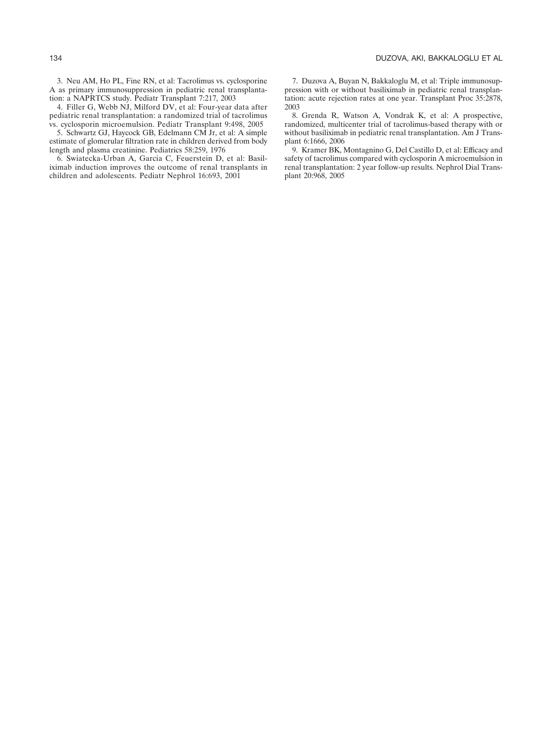3. Neu AM, Ho PL, Fine RN, et al: Tacrolimus vs. cyclosporine A as primary immunosuppression in pediatric renal transplantation: a NAPRTCS study. Pediatr Transplant 7:217, 2003

4. Filler G, Webb NJ, Milford DV, et al: Four-year data after pediatric renal transplantation: a randomized trial of tacrolimus vs. cyclosporin microemulsion. Pediatr Transplant 9:498, 2005

5. Schwartz GJ, Haycock GB, Edelmann CM Jr, et al: A simple estimate of glomerular filtration rate in children derived from body length and plasma creatinine. Pediatrics 58:259, 1976

6. Swiatecka-Urban A, Garcia C, Feuerstein D, et al: Basiliximab induction improves the outcome of renal transplants in children and adolescents. Pediatr Nephrol 16:693, 2001

7. Duzova A, Buyan N, Bakkaloglu M, et al: Triple immunosuppression with or without basiliximab in pediatric renal transplantation: acute rejection rates at one year. Transplant Proc 35:2878, 2003

8. Grenda R, Watson A, Vondrak K, et al: A prospective, randomized, multicenter trial of tacrolimus-based therapy with or without basiliximab in pediatric renal transplantation. Am J Transplant 6:1666, 2006

9. Kramer BK, Montagnino G, Del Castillo D, et al: Efficacy and safety of tacrolimus compared with cyclosporin A microemulsion in renal transplantation: 2 year follow-up results. Nephrol Dial Transplant 20:968, 2005